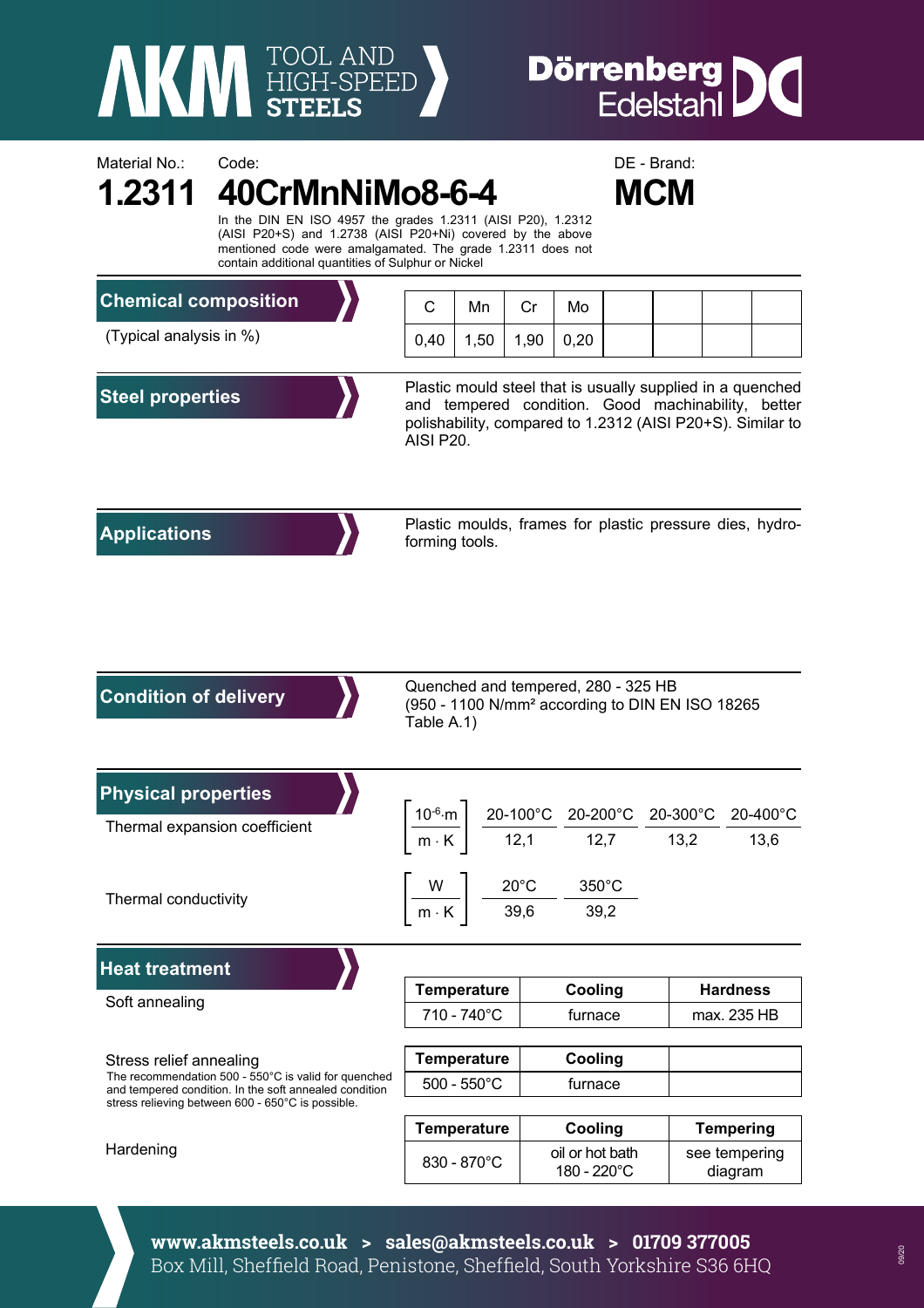**AKM TOOL AND HIGH-SPEED STEELS** | **Dörrenberg Edelstahl**

Material No.: **1.2311**

Code: **40CrMnNiMo8-6-4**

DE - Brand: **MCM**

In the DIN EN ISO 4957 the grades 1.2311 (AISI P20), 1.2312 (AISI P20+S) and 1.2738 (AISI P20+Ni) covered by the above mentioned code were amalgamated. The grade 1.2311 does not contain additional quantities of Sulphur or Nickel

## Chemical composition

(Typical analysis in %)

| C | Mn | Cr | Mo | | | | |
|---|---|---|---|---|---|---|---|
| 0,40 | 1,50 | 1,90 | 0,20 | | | | |

## Steel properties

Plastic mould steel that is usually supplied in a quenched and tempered condition. Good machinability, better polishability, compared to 1.2312 (AISI P20+S). Similar to AISI P20.

## Applications

Plastic moulds, frames for plastic pressure dies, hydro-forming tools.

## Condition of delivery

Quenched and tempered, 280 - 325 HB
(950 - 1100 N/mm² according to DIN EN ISO 18265 Table A.1)

## Physical properties

Thermal expansion coefficient $\left[\frac{10^{-6} \cdot m}{m \cdot K}\right]$

| 20-100°C | 20-200°C | 20-300°C | 20-400°C |
|---|---|---|---|
| 12,1 | 12,7 | 13,2 | 13,6 |

Thermal conductivity $\left[\frac{W}{m \cdot K}\right]$

| 20°C | 350°C |
|---|---|
| 39,6 | 39,2 |

## Heat treatment

Soft annealing

| Temperature | Cooling | Hardness |
|---|---|---|
| 710 - 740°C | furnace | max. 235 HB |

Stress relief annealing

The recommendation 500 - 550°C is valid for quenched and tempered condition. In the soft annealed condition stress relieving between 600 - 650°C is possible.

| Temperature | Cooling | |
|---|---|---|
| 500 - 550°C | furnace | |

Hardening

| Temperature | Cooling | Tempering |
|---|---|---|
| 830 - 870°C | oil or hot bath 180 - 220°C | see tempering diagram |

**www.akmsteels.co.uk > sales@akmsteels.co.uk > 01709 377005**
Box Mill, Sheffield Road, Penistone, Sheffield, South Yorkshire S36 6HQ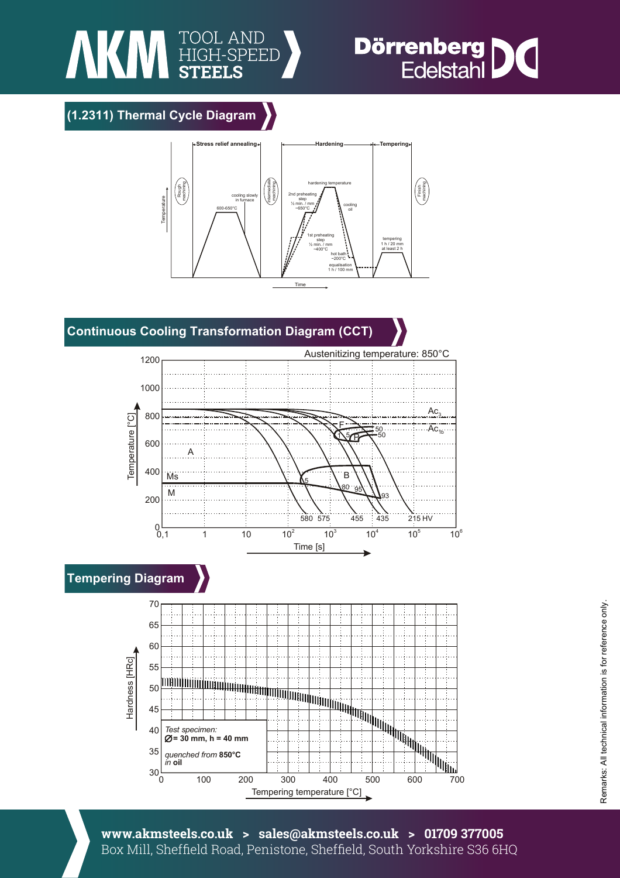## (1.2311) Thermal Cycle Diagram

Stress relief annealing

Hardening

Tempering

Rough machining

Intermediate machining

Finish machining

Temperature

Time

600-650°C

cooling slowly in furnace

hardening temperature

2nd preheating step ½ min. / mm ~650°C

1st preheating step ½ min. / mm ~400°C

cooling oil

hot bath ~200°C

equalisation 1 h / 100 mm

tempering 1 h / 20 mm at least 2 h

## Continuous Cooling Transformation Diagram (CCT)

Austenitizing temperature: 850°C

Temperature [°C]

1200

1000

800

600

400

200

0

$Ac_3$

$Ac_{1b}$

A

F

P

B

Ms

M

1

5

50

50

5

80

95

93

580 575 455 435 215 HV

0,1 1 10 $10^2$ $10^3$ $10^4$ $10^5$ $10^6$

Time [s]

## Tempering Diagram

Hardness [HRc]

70

65

60

55

50

45

40

35

30

*Test specimen:*

**∅= 30 mm, h = 40 mm**

*quenched from* **850°C**

*in* **oil**

0 100 200 300 400 500 600 700

Tempering temperature [°C]

Remarks: All technical information is for reference only.

**www.akmsteels.co.uk > sales@akmsteels.co.uk > 01709 377005**

Box Mill, Sheffield Road, Penistone, Sheffield, South Yorkshire S36 6HQ